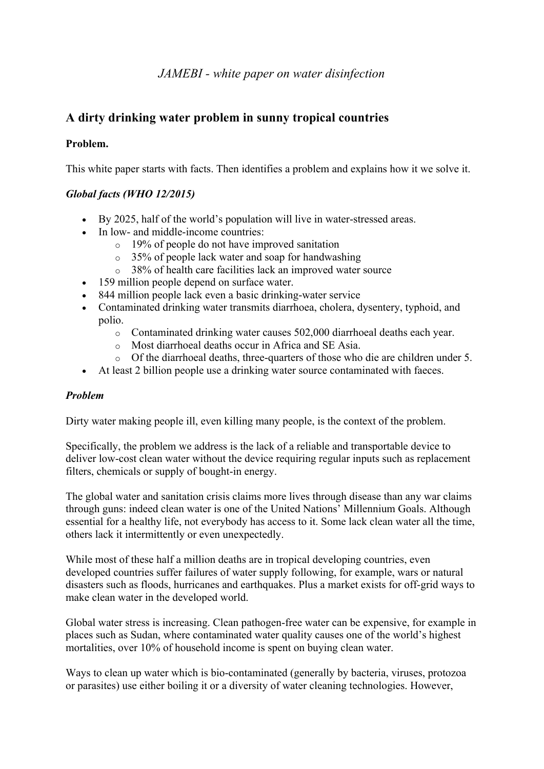*JAMEBI - white paper on water disinfection*

## A dirty drinking water problem in sunny tropical countries

**Problem.**

This white paper starts with facts. Then identifies a problem and explains how it we solve it.

***Global facts (WHO 12/2015)***

- By 2025, half of the world's population will live in water-stressed areas.
- In low- and middle-income countries:
  - 19% of people do not have improved sanitation
  - 35% of people lack water and soap for handwashing
  - 38% of health care facilities lack an improved water source
- 159 million people depend on surface water.
- 844 million people lack even a basic drinking-water service
- Contaminated drinking water transmits diarrhoea, cholera, dysentery, typhoid, and polio.
  - Contaminated drinking water causes 502,000 diarrhoeal deaths each year.
  - Most diarrhoeal deaths occur in Africa and SE Asia.
  - Of the diarrhoeal deaths, three-quarters of those who die are children under 5.
- At least 2 billion people use a drinking water source contaminated with faeces.

***Problem***

Dirty water making people ill, even killing many people, is the context of the problem.

Specifically, the problem we address is the lack of a reliable and transportable device to deliver low-cost clean water without the device requiring regular inputs such as replacement filters, chemicals or supply of bought-in energy.

The global water and sanitation crisis claims more lives through disease than any war claims through guns: indeed clean water is one of the United Nations' Millennium Goals. Although essential for a healthy life, not everybody has access to it. Some lack clean water all the time, others lack it intermittently or even unexpectedly.

While most of these half a million deaths are in tropical developing countries, even developed countries suffer failures of water supply following, for example, wars or natural disasters such as floods, hurricanes and earthquakes. Plus a market exists for off-grid ways to make clean water in the developed world.

Global water stress is increasing. Clean pathogen-free water can be expensive, for example in places such as Sudan, where contaminated water quality causes one of the world's highest mortalities, over 10% of household income is spent on buying clean water.

Ways to clean up water which is bio-contaminated (generally by bacteria, viruses, protozoa or parasites) use either boiling it or a diversity of water cleaning technologies. However,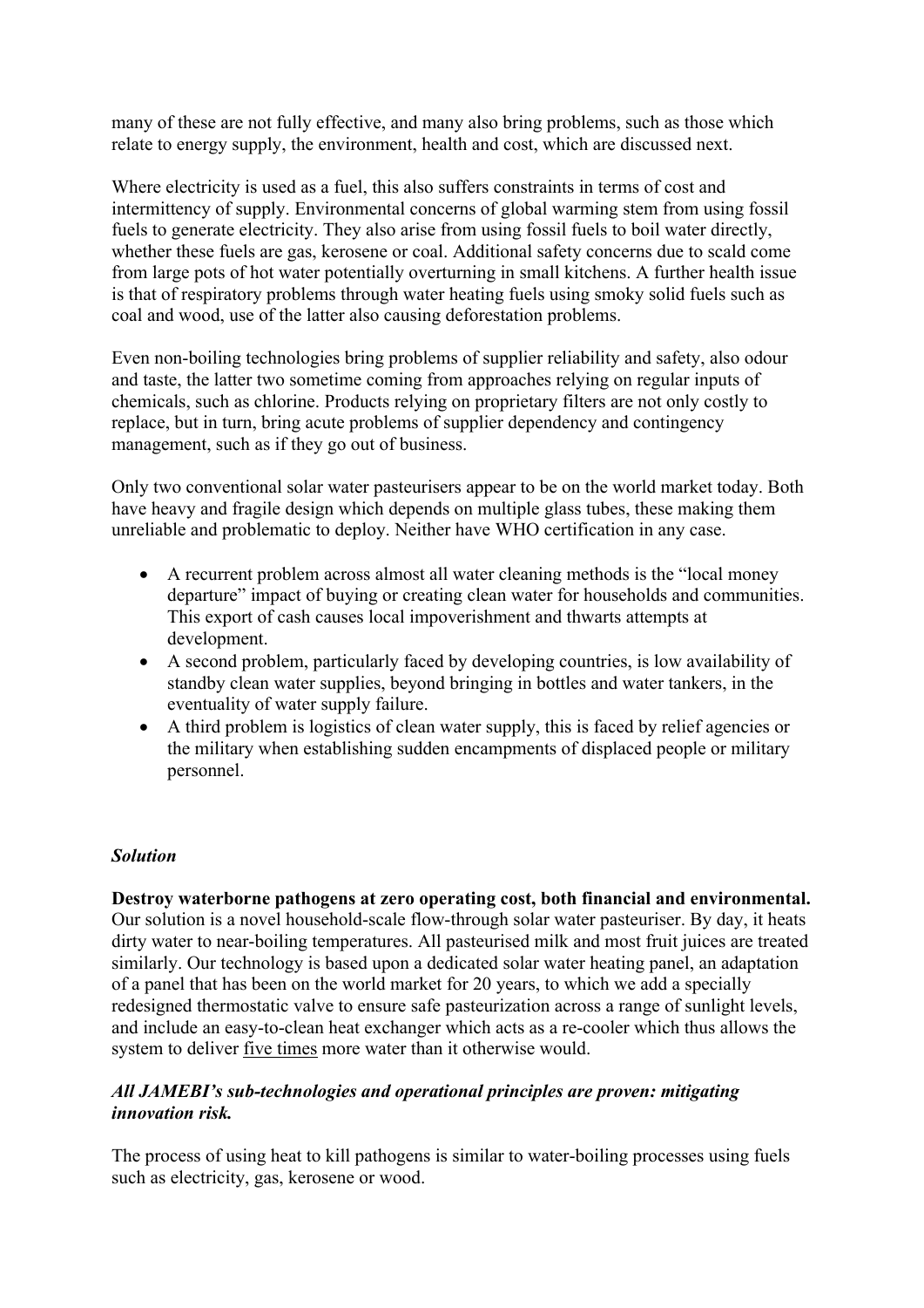many of these are not fully effective, and many also bring problems, such as those which relate to energy supply, the environment, health and cost, which are discussed next.

Where electricity is used as a fuel, this also suffers constraints in terms of cost and intermittency of supply. Environmental concerns of global warming stem from using fossil fuels to generate electricity. They also arise from using fossil fuels to boil water directly, whether these fuels are gas, kerosene or coal. Additional safety concerns due to scald come from large pots of hot water potentially overturning in small kitchens. A further health issue is that of respiratory problems through water heating fuels using smoky solid fuels such as coal and wood, use of the latter also causing deforestation problems.

Even non-boiling technologies bring problems of supplier reliability and safety, also odour and taste, the latter two sometime coming from approaches relying on regular inputs of chemicals, such as chlorine. Products relying on proprietary filters are not only costly to replace, but in turn, bring acute problems of supplier dependency and contingency management, such as if they go out of business.

Only two conventional solar water pasteurisers appear to be on the world market today. Both have heavy and fragile design which depends on multiple glass tubes, these making them unreliable and problematic to deploy. Neither have WHO certification in any case.

- A recurrent problem across almost all water cleaning methods is the "local money departure" impact of buying or creating clean water for households and communities. This export of cash causes local impoverishment and thwarts attempts at development.
- A second problem, particularly faced by developing countries, is low availability of standby clean water supplies, beyond bringing in bottles and water tankers, in the eventuality of water supply failure.
- A third problem is logistics of clean water supply, this is faced by relief agencies or the military when establishing sudden encampments of displaced people or military personnel.

### *Solution*

**Destroy waterborne pathogens at zero operating cost, both financial and environmental.** Our solution is a novel household-scale flow-through solar water pasteuriser. By day, it heats dirty water to near-boiling temperatures. All pasteurised milk and most fruit juices are treated similarly. Our technology is based upon a dedicated solar water heating panel, an adaptation of a panel that has been on the world market for 20 years, to which we add a specially redesigned thermostatic valve to ensure safe pasteurization across a range of sunlight levels, and include an easy-to-clean heat exchanger which acts as a re-cooler which thus allows the system to deliver <u>five times</u> more water than it otherwise would.

***All JAMEBI's sub-technologies and operational principles are proven: mitigating innovation risk.***

The process of using heat to kill pathogens is similar to water-boiling processes using fuels such as electricity, gas, kerosene or wood.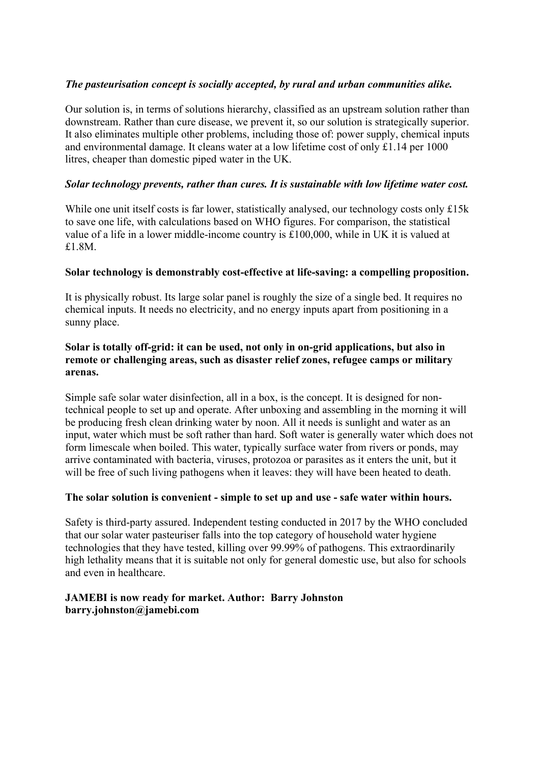***The pasteurisation concept is socially accepted, by rural and urban communities alike.***

Our solution is, in terms of solutions hierarchy, classified as an upstream solution rather than downstream. Rather than cure disease, we prevent it, so our solution is strategically superior. It also eliminates multiple other problems, including those of: power supply, chemical inputs and environmental damage. It cleans water at a low lifetime cost of only £1.14 per 1000 litres, cheaper than domestic piped water in the UK.

***Solar technology prevents, rather than cures. It is sustainable with low lifetime water cost.***

While one unit itself costs is far lower, statistically analysed, our technology costs only £15k to save one life, with calculations based on WHO figures. For comparison, the statistical value of a life in a lower middle-income country is £100,000, while in UK it is valued at £1.8M.

**Solar technology is demonstrably cost-effective at life-saving: a compelling proposition.**

It is physically robust. Its large solar panel is roughly the size of a single bed. It requires no chemical inputs. It needs no electricity, and no energy inputs apart from positioning in a sunny place.

**Solar is totally off-grid: it can be used, not only in on-grid applications, but also in remote or challenging areas, such as disaster relief zones, refugee camps or military arenas.**

Simple safe solar water disinfection, all in a box, is the concept. It is designed for non-technical people to set up and operate. After unboxing and assembling in the morning it will be producing fresh clean drinking water by noon. All it needs is sunlight and water as an input, water which must be soft rather than hard. Soft water is generally water which does not form limescale when boiled. This water, typically surface water from rivers or ponds, may arrive contaminated with bacteria, viruses, protozoa or parasites as it enters the unit, but it will be free of such living pathogens when it leaves: they will have been heated to death.

**The solar solution is convenient - simple to set up and use - safe water within hours.**

Safety is third-party assured. Independent testing conducted in 2017 by the WHO concluded that our solar water pasteuriser falls into the top category of household water hygiene technologies that they have tested, killing over 99.99% of pathogens. This extraordinarily high lethality means that it is suitable not only for general domestic use, but also for schools and even in healthcare.

**JAMEBI is now ready for market. Author: Barry Johnston**
**barry.johnston@jamebi.com**